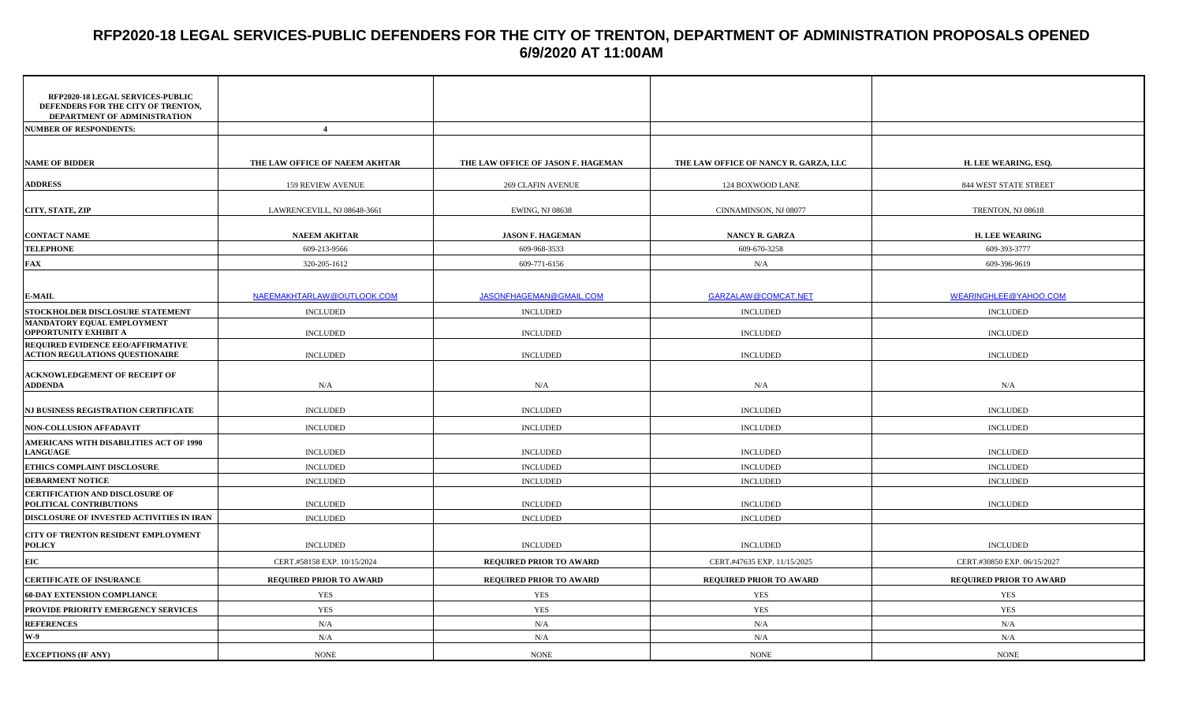# RFP2020-18 LEGAL SERVICES-PUBLIC DEFENDERS FOR THE CITY OF TRENTON, DEPARTMENT OF ADMINISTRATION PROPOSALS OPENED 6/9/2020 AT 11:00AM

| RFP2020-18 LEGAL SERVICES-PUBLIC DEFENDERS FOR THE CITY OF TRENTON, DEPARTMENT OF ADMINISTRATION | | | | |
|---|---|---|---|---|
| **NUMBER OF RESPONDENTS:** | **4** | | | |
| **NAME OF BIDDER** | **THE LAW OFFICE OF NAEEM AKHTAR** | **THE LAW OFFICE OF JASON F. HAGEMAN** | **THE LAW OFFICE OF NANCY R. GARZA, LLC** | **H. LEE WEARING, ESQ.** |
| **ADDRESS** | 159 REVIEW AVENUE | 269 CLAFIN AVENUE | 124 BOXWOOD LANE | 844 WEST STATE STREET |
| **CITY, STATE, ZIP** | LAWRENCEVILL, NJ 08648-3661 | EWING, NJ 08638 | CINNAMINSON, NJ 08077 | TRENTON, NJ 08618 |
| **CONTACT NAME** | **NAEEM AKHTAR** | **JASON F. HAGEMAN** | **NANCY R. GARZA** | **H. LEE WEARING** |
| **TELEPHONE** | 609-213-9566 | 609-968-3533 | 609-670-3258 | 609-393-3777 |
| **FAX** | 320-205-1612 | 609-771-6156 | N/A | 609-396-9619 |
| **E-MAIL** | NAEEMAKHTARLAW@OUTLOOK.COM | JASONFHAGEMAN@GMAIL.COM | GARZALAW@COMCAT.NET | WEARINGHLEE@YAHOO.COM |
| **STOCKHOLDER DISCLOSURE STATEMENT** | INCLUDED | INCLUDED | INCLUDED | INCLUDED |
| **MANDATORY EQUAL EMPLOYMENT OPPORTUNITY EXHIBIT A** | INCLUDED | INCLUDED | INCLUDED | INCLUDED |
| **REQUIRED EVIDENCE EEO/AFFIRMATIVE ACTION REGULATIONS QUESTIONAIRE** | INCLUDED | INCLUDED | INCLUDED | INCLUDED |
| **ACKNOWLEDGEMENT OF RECEIPT OF ADDENDA** | N/A | N/A | N/A | N/A |
| **NJ BUSINESS REGISTRATION CERTIFICATE** | INCLUDED | INCLUDED | INCLUDED | INCLUDED |
| **NON-COLLUSION AFFADAVIT** | INCLUDED | INCLUDED | INCLUDED | INCLUDED |
| **AMERICANS WITH DISABILITIES ACT OF 1990 LANGUAGE** | INCLUDED | INCLUDED | INCLUDED | INCLUDED |
| **ETHICS COMPLAINT DISCLOSURE** | INCLUDED | INCLUDED | INCLUDED | INCLUDED |
| **DEBARMENT NOTICE** | INCLUDED | INCLUDED | INCLUDED | INCLUDED |
| **CERTIFICATION AND DISCLOSURE OF POLITICAL CONTRIBUTIONS** | INCLUDED | INCLUDED | INCLUDED | INCLUDED |
| **DISCLOSURE OF INVESTED ACTIVITIES IN IRAN** | INCLUDED | INCLUDED | INCLUDED | |
| **CITY OF TRENTON RESIDENT EMPLOYMENT POLICY** | INCLUDED | INCLUDED | INCLUDED | INCLUDED |
| **EIC** | CERT.#58158 EXP. 10/15/2024 | **REQUIRED PRIOR TO AWARD** | CERT.#47635 EXP. 11/15/2025 | CERT.#30850 EXP. 06/15/2027 |
| **CERTIFICATE OF INSURANCE** | **REQUIRED PRIOR TO AWARD** | **REQUIRED PRIOR TO AWARD** | **REQUIRED PRIOR TO AWARD** | **REQUIRED PRIOR TO AWARD** |
| **60-DAY EXTENSION COMPLIANCE** | YES | YES | YES | YES |
| **PROVIDE PRIORITY EMERGENCY SERVICES** | YES | YES | YES | YES |
| **REFERENCES** | N/A | N/A | N/A | N/A |
| **W-9** | N/A | N/A | N/A | N/A |
| **EXCEPTIONS (IF ANY)** | NONE | NONE | NONE | NONE |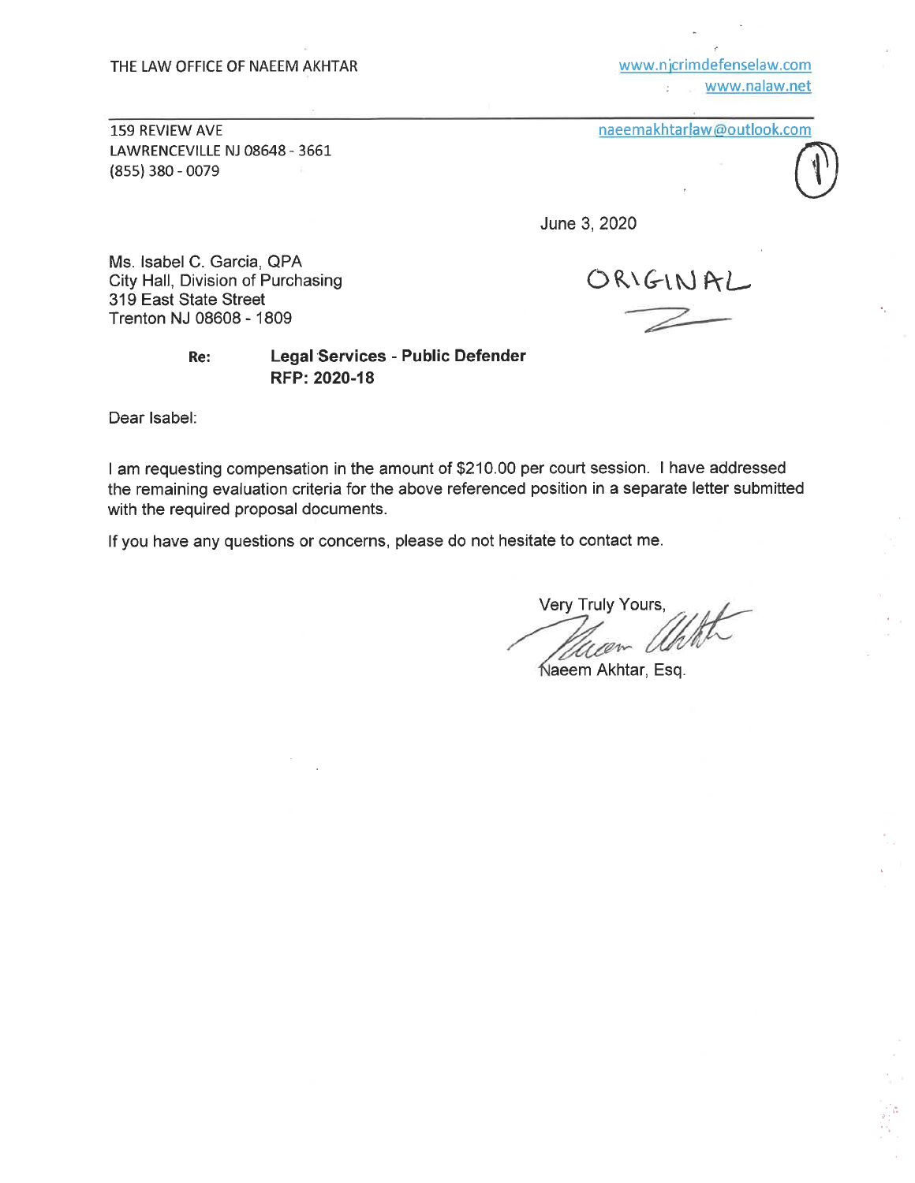THE LAW OFFICE OF NAEEM AKHTAR

www.njcrimdefenselaw.com
www.nalaw.net

159 REVIEW AVE
LAWRENCEVILLE NJ 08648 - 3661
(855) 380 - 0079

naeemakhtarlaw@outlook.com

(1)

June 3, 2020

ORIGINAL

Ms. Isabel C. Garcia, QPA
City Hall, Division of Purchasing
319 East State Street
Trenton NJ 08608 - 1809

**Re:** **Legal Services - Public Defender**
**RFP: 2020-18**

Dear Isabel:

I am requesting compensation in the amount of $210.00 per court session. I have addressed the remaining evaluation criteria for the above referenced position in a separate letter submitted with the required proposal documents.

If you have any questions or concerns, please do not hesitate to contact me.

Very Truly Yours,

Naeem Akhtar, Esq.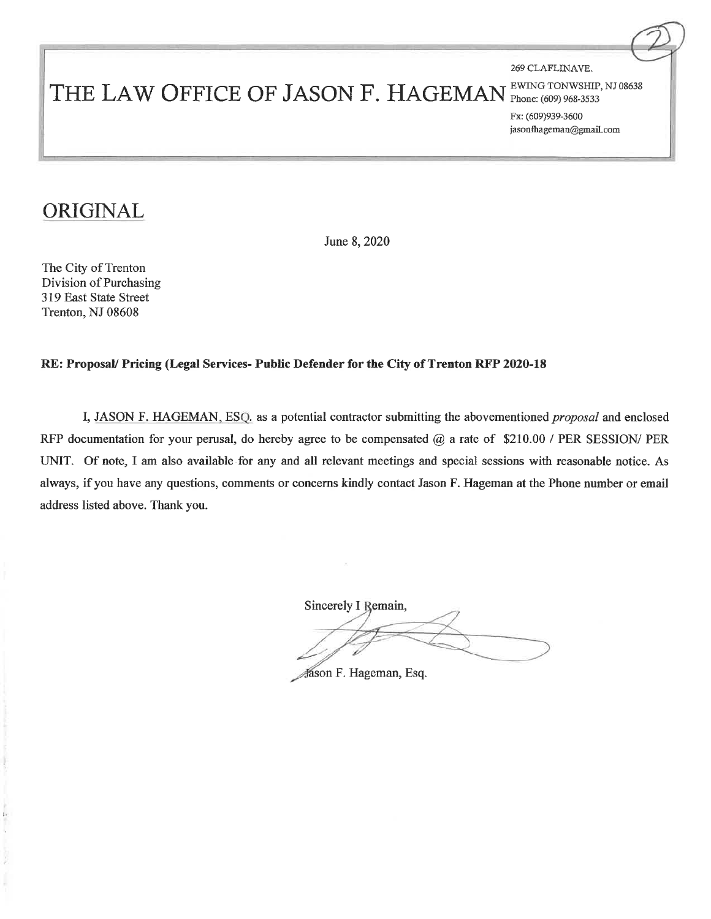# THE LAW OFFICE OF JASON F. HAGEMAN

269 CLAFLINAVE.
EWING TONWSHIP, NJ 08638
Phone: (609) 968-3533
Fx: (609)939-3600
jasonfhageman@gmail.com

## ORIGINAL

June 8, 2020

The City of Trenton
Division of Purchasing
319 East State Street
Trenton, NJ 08608

**RE: Proposal/ Pricing (Legal Services- Public Defender for the City of Trenton RFP 2020-18**

I, JASON F. HAGEMAN, ESQ. as a potential contractor submitting the abovementioned *proposal* and enclosed RFP documentation for your perusal, do hereby agree to be compensated @ a rate of $210.00 / PER SESSION/ PER UNIT. Of note, I am also available for any and all relevant meetings and special sessions with reasonable notice. As always, if you have any questions, comments or concerns kindly contact Jason F. Hageman at the Phone number or email address listed above. Thank you.

Sincerely I Remain,

Jason F. Hageman, Esq.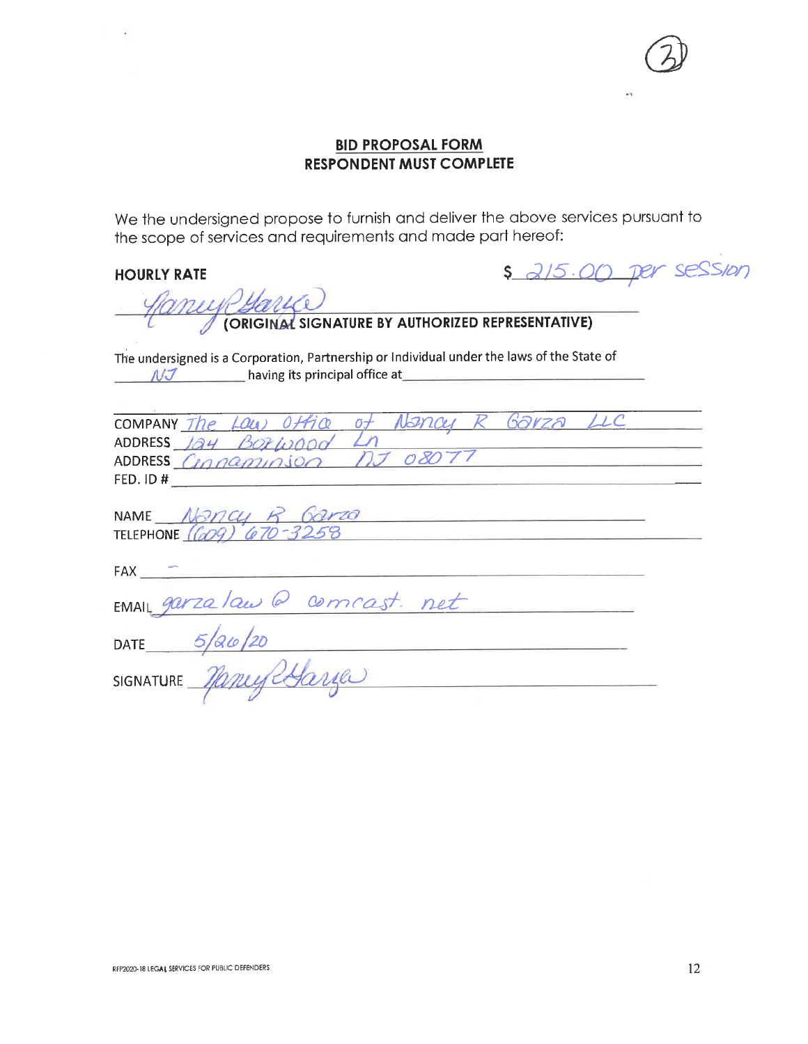## BID PROPOSAL FORM
## RESPONDENT MUST COMPLETE

We the undersigned propose to furnish and deliver the above services pursuant to the scope of services and requirements and made part hereof:

**HOURLY RATE** $ 215.00 per session

Nancy R Garza
**(ORIGINAL SIGNATURE BY AUTHORIZED REPRESENTATIVE)**

The undersigned is a Corporation, Partnership or Individual under the laws of the State of NJ having its principal office at ______________________

COMPANY The Law Office of Nancy R Garza LLC
ADDRESS 124 Boxwood Ln
ADDRESS Cinnaminson NJ 08077
FED. ID # ______________________

NAME Nancy R Garza
TELEPHONE (609) 670-3258

FAX –

EMAIL garzalaw@comcast.net

DATE 5/26/20

SIGNATURE Nancy R Garza

RFP2020-18 LEGAL SERVICES FOR PUBLIC DEFENDERS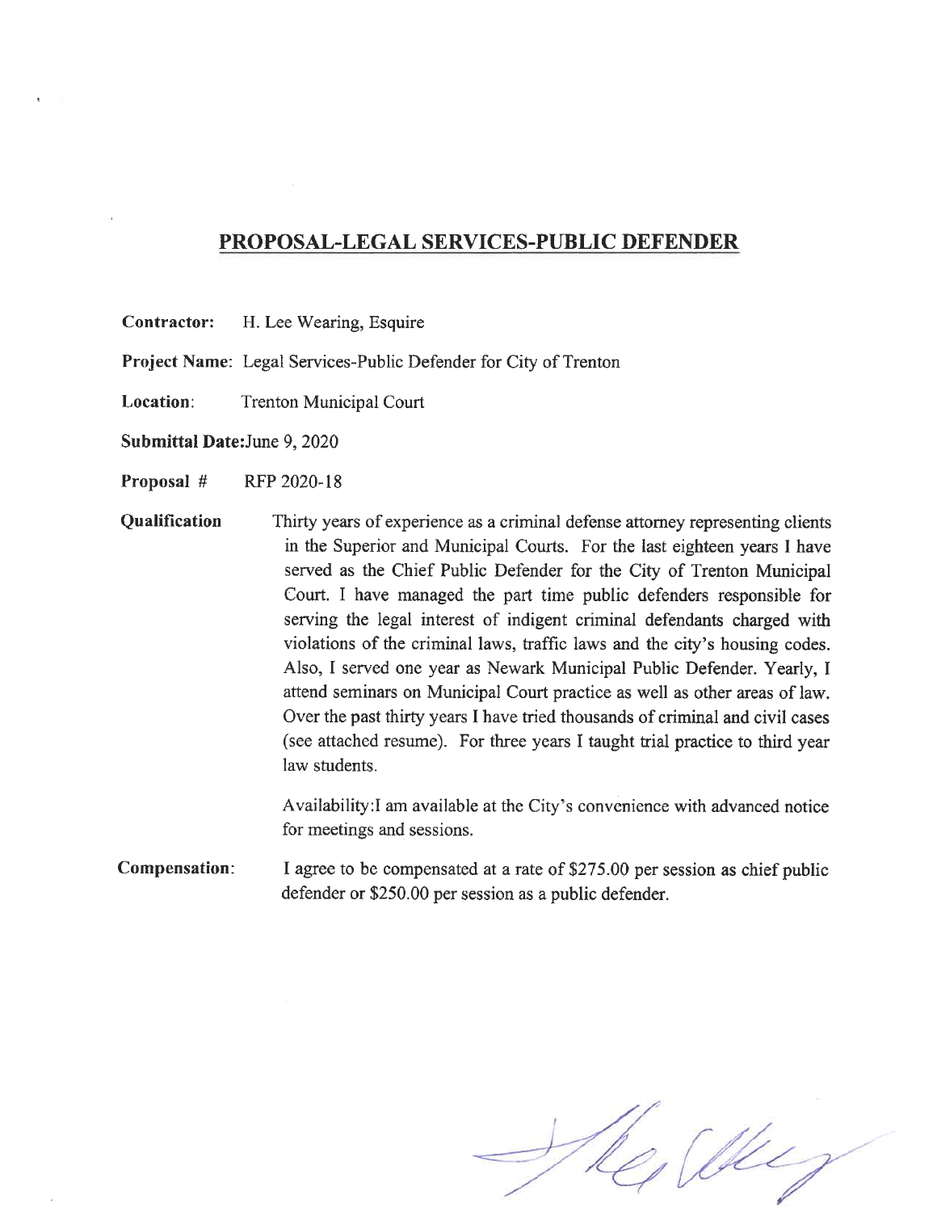## PROPOSAL-LEGAL SERVICES-PUBLIC DEFENDER

**Contractor:** H. Lee Wearing, Esquire

**Project Name**: Legal Services-Public Defender for City of Trenton

**Location**: Trenton Municipal Court

**Submittal Date:** June 9, 2020

**Proposal #** RFP 2020-18

**Qualification**

Thirty years of experience as a criminal defense attorney representing clients in the Superior and Municipal Courts. For the last eighteen years I have served as the Chief Public Defender for the City of Trenton Municipal Court. I have managed the part time public defenders responsible for serving the legal interest of indigent criminal defendants charged with violations of the criminal laws, traffic laws and the city's housing codes. Also, I served one year as Newark Municipal Public Defender. Yearly, I attend seminars on Municipal Court practice as well as other areas of law. Over the past thirty years I have tried thousands of criminal and civil cases (see attached resume). For three years I taught trial practice to third year law students.

Availability:I am available at the City's convenience with advanced notice for meetings and sessions.

**Compensation**:

I agree to be compensated at a rate of $275.00 per session as chief public defender or $250.00 per session as a public defender.